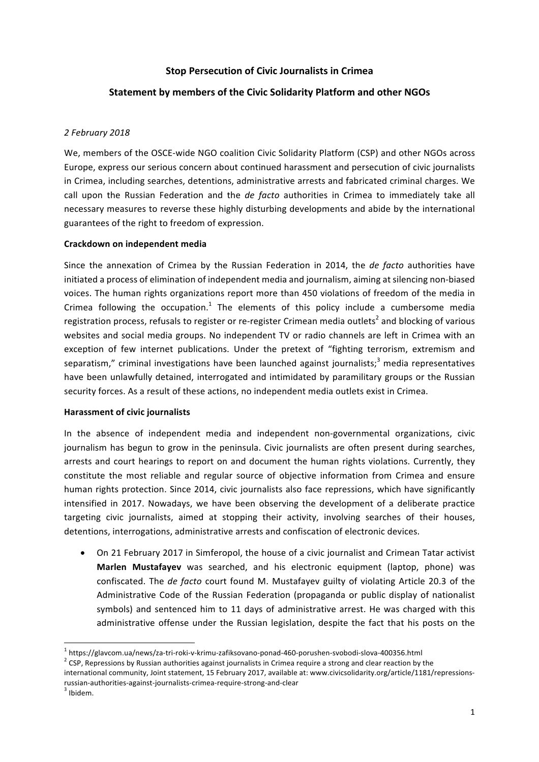# Stop Persecution of Civic Journalists in Crimea

## Statement by members of the Civic Solidarity Platform and other NGOs

*2 February 2018*

We, members of the OSCE-wide NGO coalition Civic Solidarity Platform (CSP) and other NGOs across Europe, express our serious concern about continued harassment and persecution of civic journalists in Crimea, including searches, detentions, administrative arrests and fabricated criminal charges. We call upon the Russian Federation and the *de facto* authorities in Crimea to immediately take all necessary measures to reverse these highly disturbing developments and abide by the international guarantees of the right to freedom of expression.

**Crackdown on independent media**

Since the annexation of Crimea by the Russian Federation in 2014, the *de facto* authorities have initiated a process of elimination of independent media and journalism, aiming at silencing non-biased voices. The human rights organizations report more than 450 violations of freedom of the media in Crimea following the occupation.[1] The elements of this policy include a cumbersome media registration process, refusals to register or re-register Crimean media outlets[2] and blocking of various websites and social media groups. No independent TV or radio channels are left in Crimea with an exception of few internet publications. Under the pretext of "fighting terrorism, extremism and separatism," criminal investigations have been launched against journalists;[3] media representatives have been unlawfully detained, interrogated and intimidated by paramilitary groups or the Russian security forces. As a result of these actions, no independent media outlets exist in Crimea.

**Harassment of civic journalists**

In the absence of independent media and independent non-governmental organizations, civic journalism has begun to grow in the peninsula. Civic journalists are often present during searches, arrests and court hearings to report on and document the human rights violations. Currently, they constitute the most reliable and regular source of objective information from Crimea and ensure human rights protection. Since 2014, civic journalists also face repressions, which have significantly intensified in 2017. Nowadays, we have been observing the development of a deliberate practice targeting civic journalists, aimed at stopping their activity, involving searches of their houses, detentions, interrogations, administrative arrests and confiscation of electronic devices.

- On 21 February 2017 in Simferopol, the house of a civic journalist and Crimean Tatar activist **Marlen Mustafayev** was searched, and his electronic equipment (laptop, phone) was confiscated. The *de facto* court found M. Mustafayev guilty of violating Article 20.3 of the Administrative Code of the Russian Federation (propaganda or public display of nationalist symbols) and sentenced him to 11 days of administrative arrest. He was charged with this administrative offense under the Russian legislation, despite the fact that his posts on the

---

[1] https://glavcom.ua/news/za-tri-roki-v-krimu-zafiksovano-ponad-460-porushen-svobodi-slova-400356.html

[2] CSP, Repressions by Russian authorities against journalists in Crimea require a strong and clear reaction by the international community, Joint statement, 15 February 2017, available at: www.civicsolidarity.org/article/1181/repressions-russian-authorities-against-journalists-crimea-require-strong-and-clear

[3] Ibidem.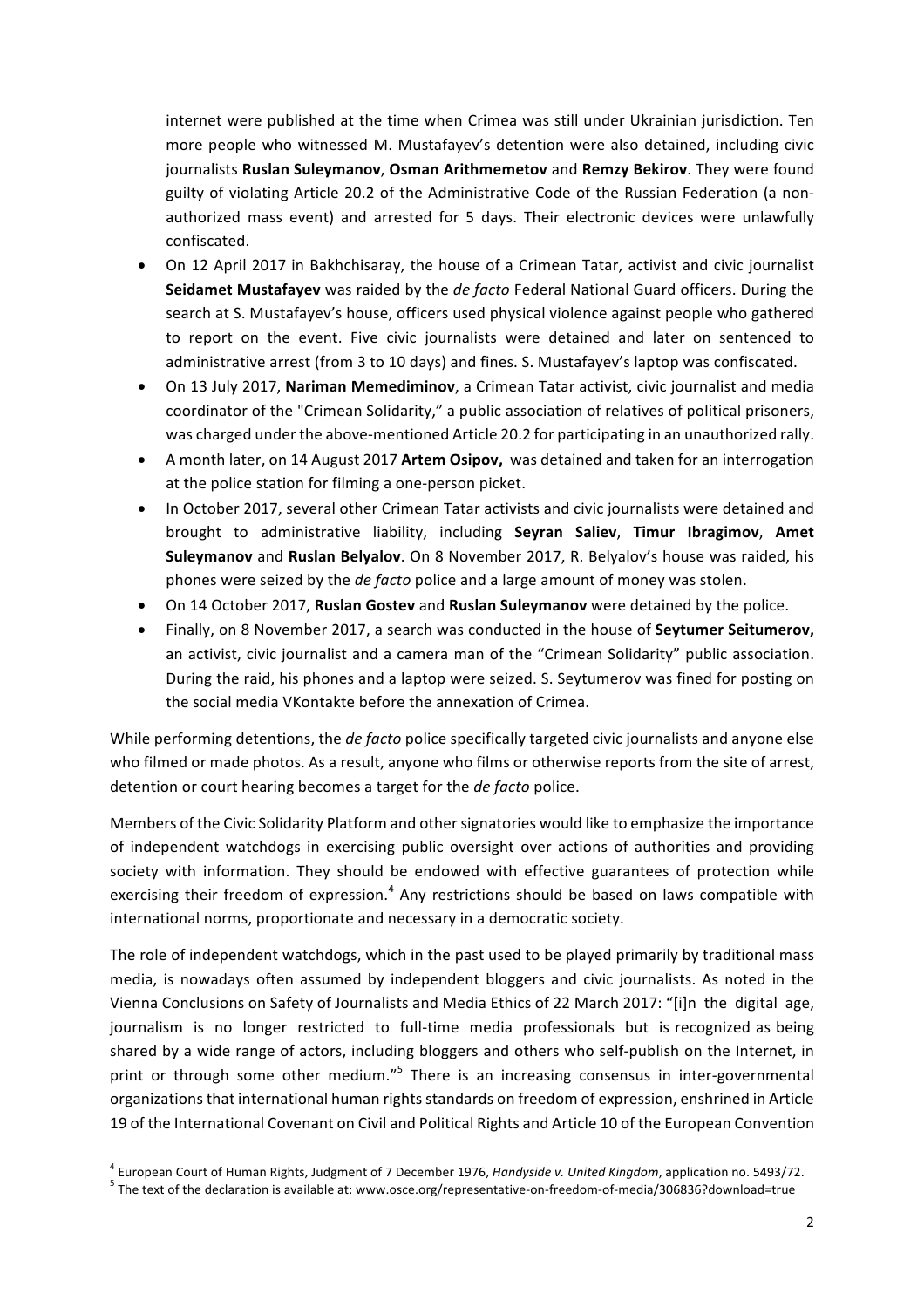internet were published at the time when Crimea was still under Ukrainian jurisdiction. Ten more people who witnessed M. Mustafayev's detention were also detained, including civic journalists **Ruslan Suleymanov**, **Osman Arithmemetov** and **Remzy Bekirov**. They were found guilty of violating Article 20.2 of the Administrative Code of the Russian Federation (a non-authorized mass event) and arrested for 5 days. Their electronic devices were unlawfully confiscated.

- On 12 April 2017 in Bakhchisaray, the house of a Crimean Tatar, activist and civic journalist **Seidamet Mustafayev** was raided by the *de facto* Federal National Guard officers. During the search at S. Mustafayev's house, officers used physical violence against people who gathered to report on the event. Five civic journalists were detained and later on sentenced to administrative arrest (from 3 to 10 days) and fines. S. Mustafayev's laptop was confiscated.
- On 13 July 2017, **Nariman Memediminov**, a Crimean Tatar activist, civic journalist and media coordinator of the "Crimean Solidarity," a public association of relatives of political prisoners, was charged under the above-mentioned Article 20.2 for participating in an unauthorized rally.
- A month later, on 14 August 2017 **Artem Osipov,** was detained and taken for an interrogation at the police station for filming a one-person picket.
- In October 2017, several other Crimean Tatar activists and civic journalists were detained and brought to administrative liability, including **Seyran Saliev**, **Timur Ibragimov**, **Amet Suleymanov** and **Ruslan Belyalov**. On 8 November 2017, R. Belyalov's house was raided, his phones were seized by the *de facto* police and a large amount of money was stolen.
- On 14 October 2017, **Ruslan Gostev** and **Ruslan Suleymanov** were detained by the police.
- Finally, on 8 November 2017, a search was conducted in the house of **Seytumer Seitumerov,** an activist, civic journalist and a camera man of the "Crimean Solidarity" public association. During the raid, his phones and a laptop were seized. S. Seytumerov was fined for posting on the social media VKontakte before the annexation of Crimea.

While performing detentions, the *de facto* police specifically targeted civic journalists and anyone else who filmed or made photos. As a result, anyone who films or otherwise reports from the site of arrest, detention or court hearing becomes a target for the *de facto* police.

Members of the Civic Solidarity Platform and other signatories would like to emphasize the importance of independent watchdogs in exercising public oversight over actions of authorities and providing society with information. They should be endowed with effective guarantees of protection while exercising their freedom of expression.[4] Any restrictions should be based on laws compatible with international norms, proportionate and necessary in a democratic society.

The role of independent watchdogs, which in the past used to be played primarily by traditional mass media, is nowadays often assumed by independent bloggers and civic journalists. As noted in the Vienna Conclusions on Safety of Journalists and Media Ethics of 22 March 2017: "[i]n the digital age, journalism is no longer restricted to full-time media professionals but is recognized as being shared by a wide range of actors, including bloggers and others who self-publish on the Internet, in print or through some other medium."[5] There is an increasing consensus in inter-governmental organizations that international human rights standards on freedom of expression, enshrined in Article 19 of the International Covenant on Civil and Political Rights and Article 10 of the European Convention

[4] European Court of Human Rights, Judgment of 7 December 1976, *Handyside v. United Kingdom*, application no. 5493/72.

[5] The text of the declaration is available at: www.osce.org/representative-on-freedom-of-media/306836?download=true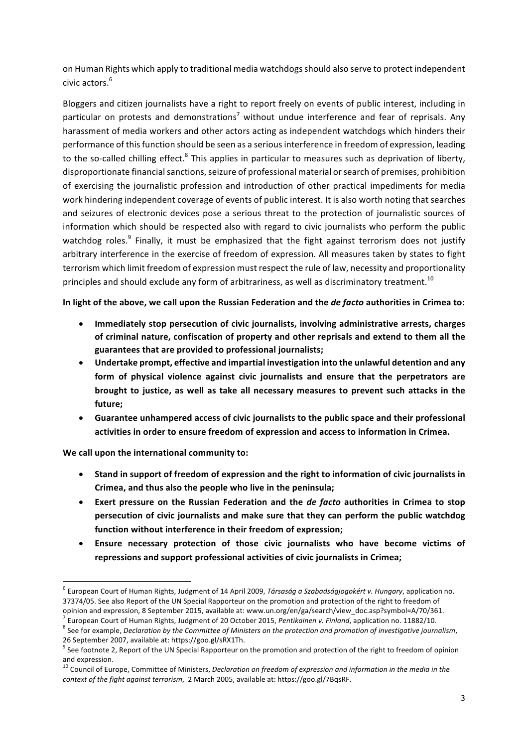on Human Rights which apply to traditional media watchdogs should also serve to protect independent civic actors.[6]

Bloggers and citizen journalists have a right to report freely on events of public interest, including in particular on protests and demonstrations[7] without undue interference and fear of reprisals. Any harassment of media workers and other actors acting as independent watchdogs which hinders their performance of this function should be seen as a serious interference in freedom of expression, leading to the so-called chilling effect.[8] This applies in particular to measures such as deprivation of liberty, disproportionate financial sanctions, seizure of professional material or search of premises, prohibition of exercising the journalistic profession and introduction of other practical impediments for media work hindering independent coverage of events of public interest. It is also worth noting that searches and seizures of electronic devices pose a serious threat to the protection of journalistic sources of information which should be respected also with regard to civic journalists who perform the public watchdog roles.[9] Finally, it must be emphasized that the fight against terrorism does not justify arbitrary interference in the exercise of freedom of expression. All measures taken by states to fight terrorism which limit freedom of expression must respect the rule of law, necessity and proportionality principles and should exclude any form of arbitrariness, as well as discriminatory treatment.[10]

**In light of the above, we call upon the Russian Federation and the *de facto* authorities in Crimea to:**

- **Immediately stop persecution of civic journalists, involving administrative arrests, charges of criminal nature, confiscation of property and other reprisals and extend to them all the guarantees that are provided to professional journalists;**
- **Undertake prompt, effective and impartial investigation into the unlawful detention and any form of physical violence against civic journalists and ensure that the perpetrators are brought to justice, as well as take all necessary measures to prevent such attacks in the future;**
- **Guarantee unhampered access of civic journalists to the public space and their professional activities in order to ensure freedom of expression and access to information in Crimea.**

**We call upon the international community to:**

- **Stand in support of freedom of expression and the right to information of civic journalists in Crimea, and thus also the people who live in the peninsula;**
- **Exert pressure on the Russian Federation and the *de facto* authorities in Crimea to stop persecution of civic journalists and make sure that they can perform the public watchdog function without interference in their freedom of expression;**
- **Ensure necessary protection of those civic journalists who have become victims of repressions and support professional activities of civic journalists in Crimea;**

---

[6] European Court of Human Rights, Judgment of 14 April 2009, *Társaság a Szabadságjogokért v. Hungary*, application no. 37374/05. See also Report of the UN Special Rapporteur on the promotion and protection of the right to freedom of opinion and expression, 8 September 2015, available at: www.un.org/en/ga/search/view_doc.asp?symbol=A/70/361.

[7] European Court of Human Rights, Judgment of 20 October 2015, *Pentikainen v. Finland*, application no. 11882/10.

[8] See for example, *Declaration by the Committee of Ministers on the protection and promotion of investigative journalism*, 26 September 2007, available at: https://goo.gl/sRX1Th.

[9] See footnote 2, Report of the UN Special Rapporteur on the promotion and protection of the right to freedom of opinion and expression.

[10] Council of Europe, Committee of Ministers, *Declaration on freedom of expression and information in the media in the context of the fight against terrorism*, 2 March 2005, available at: https://goo.gl/7BqsRF.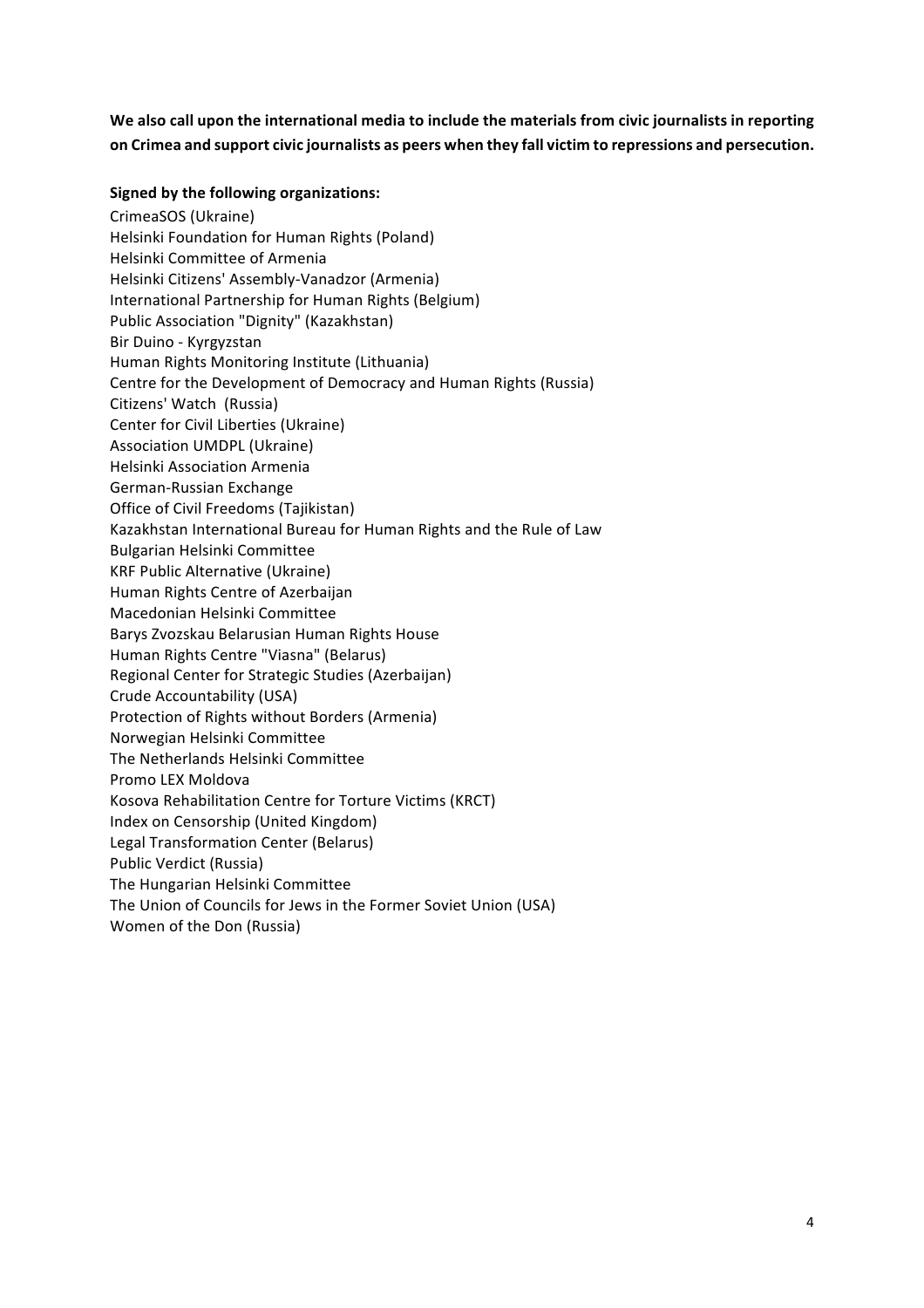**We also call upon the international media to include the materials from civic journalists in reporting on Crimea and support civic journalists as peers when they fall victim to repressions and persecution.**

**Signed by the following organizations:**

CrimeaSOS (Ukraine)
Helsinki Foundation for Human Rights (Poland)
Helsinki Committee of Armenia
Helsinki Citizens' Assembly-Vanadzor (Armenia)
International Partnership for Human Rights (Belgium)
Public Association "Dignity" (Kazakhstan)
Bir Duino - Kyrgyzstan
Human Rights Monitoring Institute (Lithuania)
Centre for the Development of Democracy and Human Rights (Russia)
Citizens' Watch (Russia)
Center for Civil Liberties (Ukraine)
Association UMDPL (Ukraine)
Helsinki Association Armenia
German-Russian Exchange
Office of Civil Freedoms (Tajikistan)
Kazakhstan International Bureau for Human Rights and the Rule of Law
Bulgarian Helsinki Committee
KRF Public Alternative (Ukraine)
Human Rights Centre of Azerbaijan
Macedonian Helsinki Committee
Barys Zvozskau Belarusian Human Rights House
Human Rights Centre "Viasna" (Belarus)
Regional Center for Strategic Studies (Azerbaijan)
Crude Accountability (USA)
Protection of Rights without Borders (Armenia)
Norwegian Helsinki Committee
The Netherlands Helsinki Committee
Promo LEX Moldova
Kosova Rehabilitation Centre for Torture Victims (KRCT)
Index on Censorship (United Kingdom)
Legal Transformation Center (Belarus)
Public Verdict (Russia)
The Hungarian Helsinki Committee
The Union of Councils for Jews in the Former Soviet Union (USA)
Women of the Don (Russia)